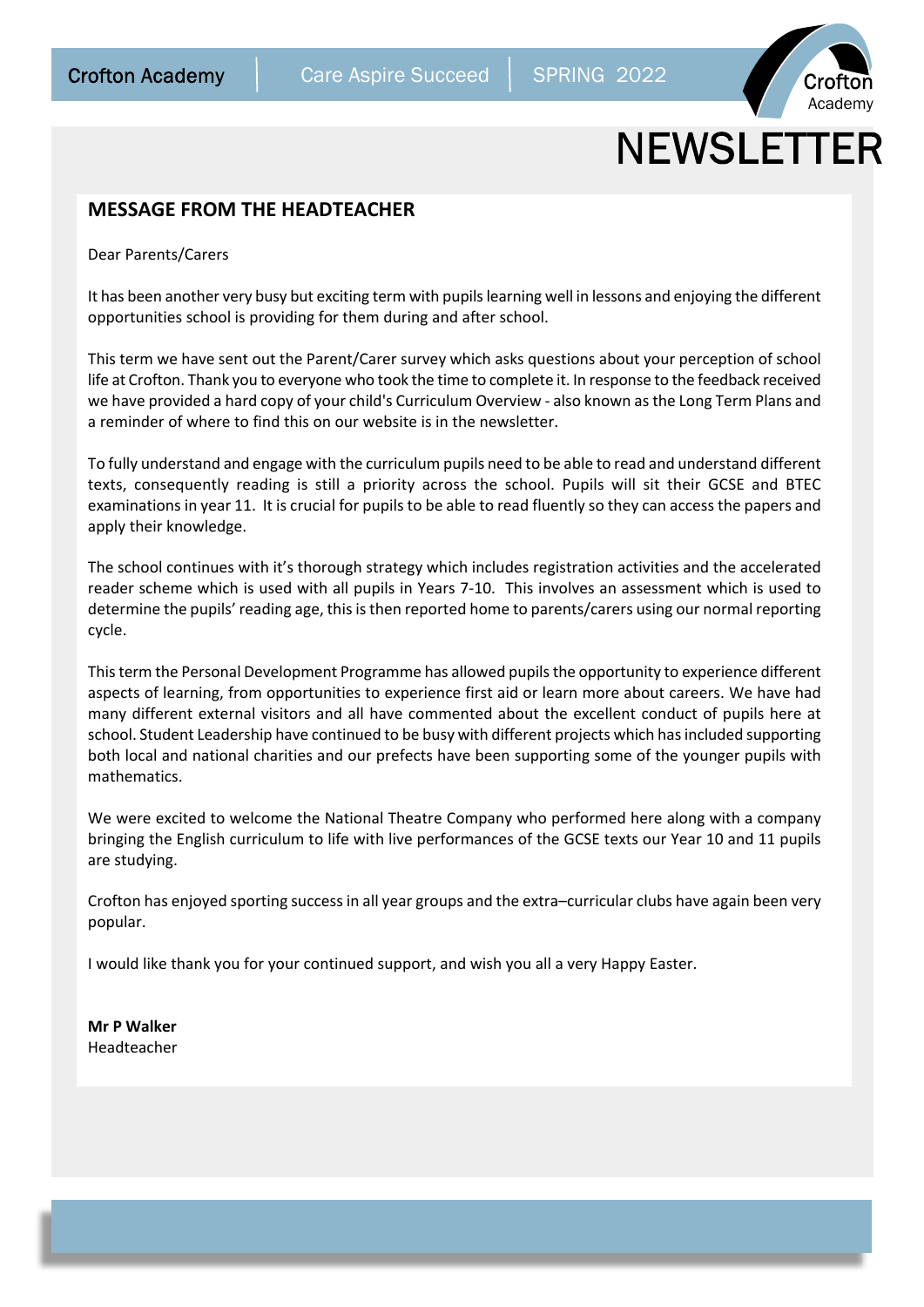Crofton Academy | Care Aspire Succeed | SPRING 2022

# NEWSLETTER

## MESSAGE FROM THE HEADTEACHER

Dear Parents/Carers

It has been another very busy but exciting term with pupils learning well in lessons and enjoying the different opportunities school is providing for them during and after school.

This term we have sent out the Parent/Carer survey which asks questions about your perception of school life at Crofton. Thank you to everyone who took the time to complete it. In response to the feedback received we have provided a hard copy of your child's Curriculum Overview - also known as the Long Term Plans and a reminder of where to find this on our website is in the newsletter.

To fully understand and engage with the curriculum pupils need to be able to read and understand different texts, consequently reading is still a priority across the school. Pupils will sit their GCSE and BTEC examinations in year 11. It is crucial for pupils to be able to read fluently so they can access the papers and apply their knowledge.

The school continues with it's thorough strategy which includes registration activities and the accelerated reader scheme which is used with all pupils in Years 7-10. This involves an assessment which is used to determine the pupils' reading age, this is then reported home to parents/carers using our normal reporting cycle.

This term the Personal Development Programme has allowed pupils the opportunity to experience different aspects of learning, from opportunities to experience first aid or learn more about careers. We have had many different external visitors and all have commented about the excellent conduct of pupils here at school. Student Leadership have continued to be busy with different projects which has included supporting both local and national charities and our prefects have been supporting some of the younger pupils with mathematics.

We were excited to welcome the National Theatre Company who performed here along with a company bringing the English curriculum to life with live performances of the GCSE texts our Year 10 and 11 pupils are studying.

Crofton has enjoyed sporting success in all year groups and the extra–curricular clubs have again been very popular.

I would like thank you for your continued support, and wish you all a very Happy Easter.

**Mr P Walker**
Headteacher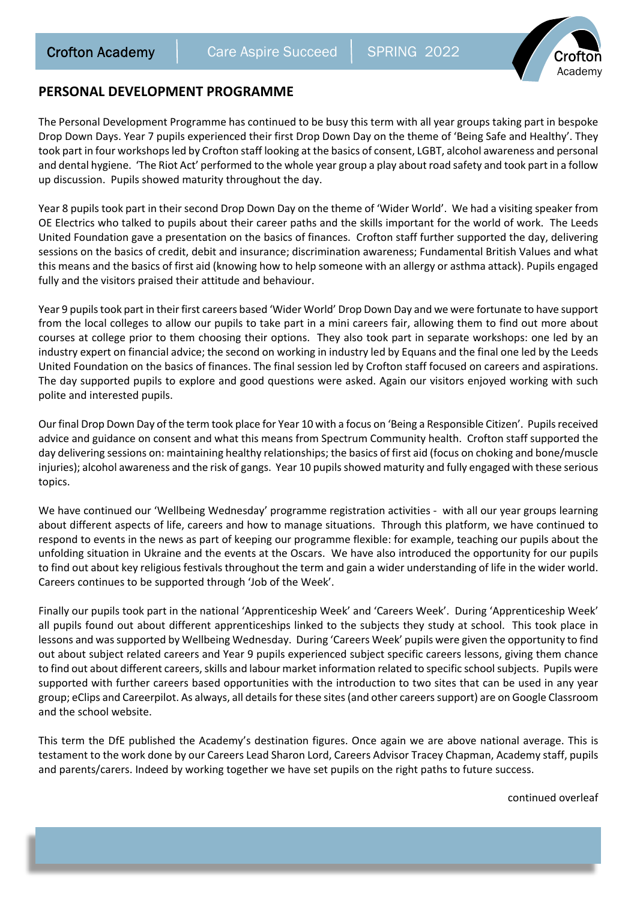## PERSONAL DEVELOPMENT PROGRAMME

The Personal Development Programme has continued to be busy this term with all year groups taking part in bespoke Drop Down Days. Year 7 pupils experienced their first Drop Down Day on the theme of 'Being Safe and Healthy'. They took part in four workshops led by Crofton staff looking at the basics of consent, LGBT, alcohol awareness and personal and dental hygiene. 'The Riot Act' performed to the whole year group a play about road safety and took part in a follow up discussion. Pupils showed maturity throughout the day.

Year 8 pupils took part in their second Drop Down Day on the theme of 'Wider World'. We had a visiting speaker from OE Electrics who talked to pupils about their career paths and the skills important for the world of work. The Leeds United Foundation gave a presentation on the basics of finances. Crofton staff further supported the day, delivering sessions on the basics of credit, debit and insurance; discrimination awareness; Fundamental British Values and what this means and the basics of first aid (knowing how to help someone with an allergy or asthma attack). Pupils engaged fully and the visitors praised their attitude and behaviour.

Year 9 pupils took part in their first careers based 'Wider World' Drop Down Day and we were fortunate to have support from the local colleges to allow our pupils to take part in a mini careers fair, allowing them to find out more about courses at college prior to them choosing their options. They also took part in separate workshops: one led by an industry expert on financial advice; the second on working in industry led by Equans and the final one led by the Leeds United Foundation on the basics of finances. The final session led by Crofton staff focused on careers and aspirations. The day supported pupils to explore and good questions were asked. Again our visitors enjoyed working with such polite and interested pupils.

Our final Drop Down Day of the term took place for Year 10 with a focus on 'Being a Responsible Citizen'. Pupils received advice and guidance on consent and what this means from Spectrum Community health. Crofton staff supported the day delivering sessions on: maintaining healthy relationships; the basics of first aid (focus on choking and bone/muscle injuries); alcohol awareness and the risk of gangs. Year 10 pupils showed maturity and fully engaged with these serious topics.

We have continued our 'Wellbeing Wednesday' programme registration activities - with all our year groups learning about different aspects of life, careers and how to manage situations. Through this platform, we have continued to respond to events in the news as part of keeping our programme flexible: for example, teaching our pupils about the unfolding situation in Ukraine and the events at the Oscars. We have also introduced the opportunity for our pupils to find out about key religious festivals throughout the term and gain a wider understanding of life in the wider world. Careers continues to be supported through 'Job of the Week'.

Finally our pupils took part in the national 'Apprenticeship Week' and 'Careers Week'. During 'Apprenticeship Week' all pupils found out about different apprenticeships linked to the subjects they study at school. This took place in lessons and was supported by Wellbeing Wednesday. During 'Careers Week' pupils were given the opportunity to find out about subject related careers and Year 9 pupils experienced subject specific careers lessons, giving them chance to find out about different careers, skills and labour market information related to specific school subjects. Pupils were supported with further careers based opportunities with the introduction to two sites that can be used in any year group; eClips and Careerpilot. As always, all details for these sites (and other careers support) are on Google Classroom and the school website.

This term the DfE published the Academy's destination figures. Once again we are above national average. This is testament to the work done by our Careers Lead Sharon Lord, Careers Advisor Tracey Chapman, Academy staff, pupils and parents/carers. Indeed by working together we have set pupils on the right paths to future success.

continued overleaf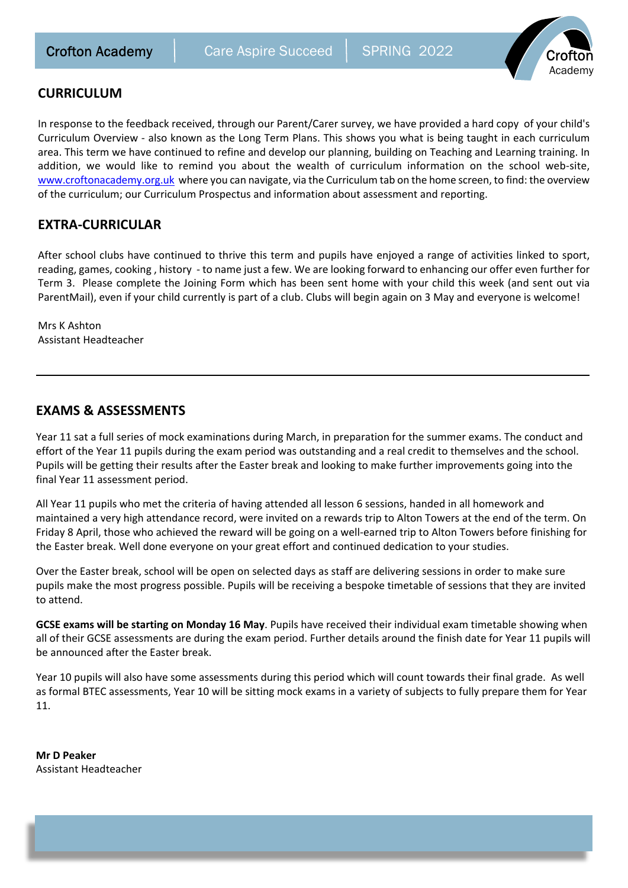## CURRICULUM

In response to the feedback received, through our Parent/Carer survey, we have provided a hard copy of your child's Curriculum Overview - also known as the Long Term Plans. This shows you what is being taught in each curriculum area. This term we have continued to refine and develop our planning, building on Teaching and Learning training. In addition, we would like to remind you about the wealth of curriculum information on the school web-site, [www.croftonacademy.org.uk](http://www.croftonacademy.org.uk) where you can navigate, via the Curriculum tab on the home screen, to find: the overview of the curriculum; our Curriculum Prospectus and information about assessment and reporting.

## EXTRA-CURRICULAR

After school clubs have continued to thrive this term and pupils have enjoyed a range of activities linked to sport, reading, games, cooking , history - to name just a few. We are looking forward to enhancing our offer even further for Term 3. Please complete the Joining Form which has been sent home with your child this week (and sent out via ParentMail), even if your child currently is part of a club. Clubs will begin again on 3 May and everyone is welcome!

Mrs K Ashton
Assistant Headteacher

---

## EXAMS & ASSESSMENTS

Year 11 sat a full series of mock examinations during March, in preparation for the summer exams. The conduct and effort of the Year 11 pupils during the exam period was outstanding and a real credit to themselves and the school. Pupils will be getting their results after the Easter break and looking to make further improvements going into the final Year 11 assessment period.

All Year 11 pupils who met the criteria of having attended all lesson 6 sessions, handed in all homework and maintained a very high attendance record, were invited on a rewards trip to Alton Towers at the end of the term. On Friday 8 April, those who achieved the reward will be going on a well-earned trip to Alton Towers before finishing for the Easter break. Well done everyone on your great effort and continued dedication to your studies.

Over the Easter break, school will be open on selected days as staff are delivering sessions in order to make sure pupils make the most progress possible. Pupils will be receiving a bespoke timetable of sessions that they are invited to attend.

**GCSE exams will be starting on Monday 16 May**. Pupils have received their individual exam timetable showing when all of their GCSE assessments are during the exam period. Further details around the finish date for Year 11 pupils will be announced after the Easter break.

Year 10 pupils will also have some assessments during this period which will count towards their final grade. As well as formal BTEC assessments, Year 10 will be sitting mock exams in a variety of subjects to fully prepare them for Year 11.

**Mr D Peaker**
Assistant Headteacher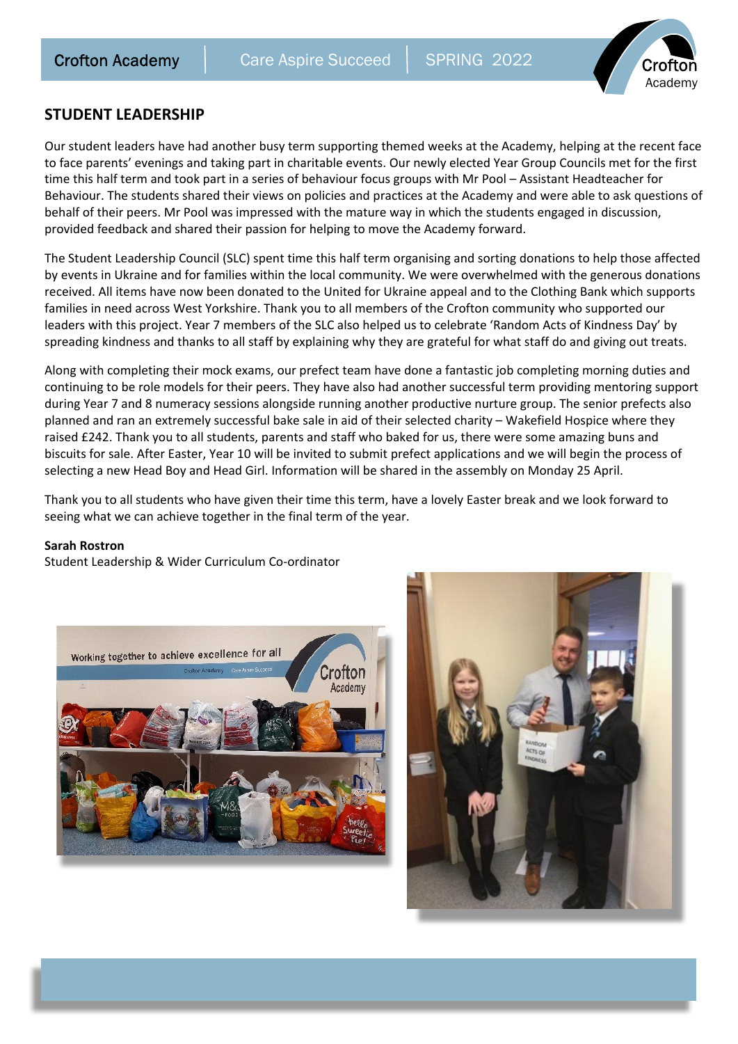## STUDENT LEADERSHIP

Our student leaders have had another busy term supporting themed weeks at the Academy, helping at the recent face to face parents' evenings and taking part in charitable events. Our newly elected Year Group Councils met for the first time this half term and took part in a series of behaviour focus groups with Mr Pool – Assistant Headteacher for Behaviour. The students shared their views on policies and practices at the Academy and were able to ask questions of behalf of their peers. Mr Pool was impressed with the mature way in which the students engaged in discussion, provided feedback and shared their passion for helping to move the Academy forward.

The Student Leadership Council (SLC) spent time this half term organising and sorting donations to help those affected by events in Ukraine and for families within the local community. We were overwhelmed with the generous donations received. All items have now been donated to the United for Ukraine appeal and to the Clothing Bank which supports families in need across West Yorkshire. Thank you to all members of the Crofton community who supported our leaders with this project. Year 7 members of the SLC also helped us to celebrate 'Random Acts of Kindness Day' by spreading kindness and thanks to all staff by explaining why they are grateful for what staff do and giving out treats.

Along with completing their mock exams, our prefect team have done a fantastic job completing morning duties and continuing to be role models for their peers. They have also had another successful term providing mentoring support during Year 7 and 8 numeracy sessions alongside running another productive nurture group. The senior prefects also planned and ran an extremely successful bake sale in aid of their selected charity – Wakefield Hospice where they raised £242. Thank you to all students, parents and staff who baked for us, there were some amazing buns and biscuits for sale. After Easter, Year 10 will be invited to submit prefect applications and we will begin the process of selecting a new Head Boy and Head Girl. Information will be shared in the assembly on Monday 25 April.

Thank you to all students who have given their time this term, have a lovely Easter break and we look forward to seeing what we can achieve together in the final term of the year.

**Sarah Rostron**
Student Leadership & Wider Curriculum Co-ordinator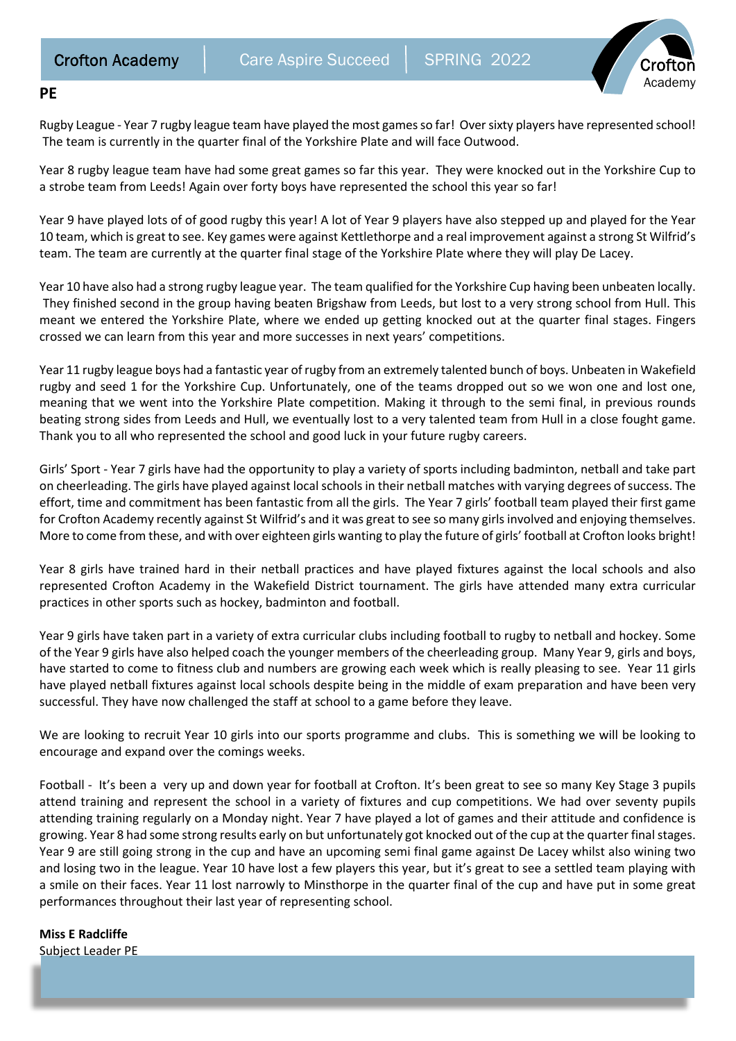## PE

Rugby League - Year 7 rugby league team have played the most games so far! Over sixty players have represented school! The team is currently in the quarter final of the Yorkshire Plate and will face Outwood.

Year 8 rugby league team have had some great games so far this year. They were knocked out in the Yorkshire Cup to a strobe team from Leeds! Again over forty boys have represented the school this year so far!

Year 9 have played lots of of good rugby this year! A lot of Year 9 players have also stepped up and played for the Year 10 team, which is great to see. Key games were against Kettlethorpe and a real improvement against a strong St Wilfrid's team. The team are currently at the quarter final stage of the Yorkshire Plate where they will play De Lacey.

Year 10 have also had a strong rugby league year. The team qualified for the Yorkshire Cup having been unbeaten locally. They finished second in the group having beaten Brigshaw from Leeds, but lost to a very strong school from Hull. This meant we entered the Yorkshire Plate, where we ended up getting knocked out at the quarter final stages. Fingers crossed we can learn from this year and more successes in next years' competitions.

Year 11 rugby league boys had a fantastic year of rugby from an extremely talented bunch of boys. Unbeaten in Wakefield rugby and seed 1 for the Yorkshire Cup. Unfortunately, one of the teams dropped out so we won one and lost one, meaning that we went into the Yorkshire Plate competition. Making it through to the semi final, in previous rounds beating strong sides from Leeds and Hull, we eventually lost to a very talented team from Hull in a close fought game. Thank you to all who represented the school and good luck in your future rugby careers.

Girls' Sport - Year 7 girls have had the opportunity to play a variety of sports including badminton, netball and take part on cheerleading. The girls have played against local schools in their netball matches with varying degrees of success. The effort, time and commitment has been fantastic from all the girls. The Year 7 girls' football team played their first game for Crofton Academy recently against St Wilfrid's and it was great to see so many girls involved and enjoying themselves. More to come from these, and with over eighteen girls wanting to play the future of girls' football at Crofton looks bright!

Year 8 girls have trained hard in their netball practices and have played fixtures against the local schools and also represented Crofton Academy in the Wakefield District tournament. The girls have attended many extra curricular practices in other sports such as hockey, badminton and football.

Year 9 girls have taken part in a variety of extra curricular clubs including football to rugby to netball and hockey. Some of the Year 9 girls have also helped coach the younger members of the cheerleading group. Many Year 9, girls and boys, have started to come to fitness club and numbers are growing each week which is really pleasing to see. Year 11 girls have played netball fixtures against local schools despite being in the middle of exam preparation and have been very successful. They have now challenged the staff at school to a game before they leave.

We are looking to recruit Year 10 girls into our sports programme and clubs. This is something we will be looking to encourage and expand over the comings weeks.

Football - It's been a very up and down year for football at Crofton. It's been great to see so many Key Stage 3 pupils attend training and represent the school in a variety of fixtures and cup competitions. We had over seventy pupils attending training regularly on a Monday night. Year 7 have played a lot of games and their attitude and confidence is growing. Year 8 had some strong results early on but unfortunately got knocked out of the cup at the quarter final stages. Year 9 are still going strong in the cup and have an upcoming semi final game against De Lacey whilst also wining two and losing two in the league. Year 10 have lost a few players this year, but it's great to see a settled team playing with a smile on their faces. Year 11 lost narrowly to Minsthorpe in the quarter final of the cup and have put in some great performances throughout their last year of representing school.

**Miss E Radcliffe**
Subject Leader PE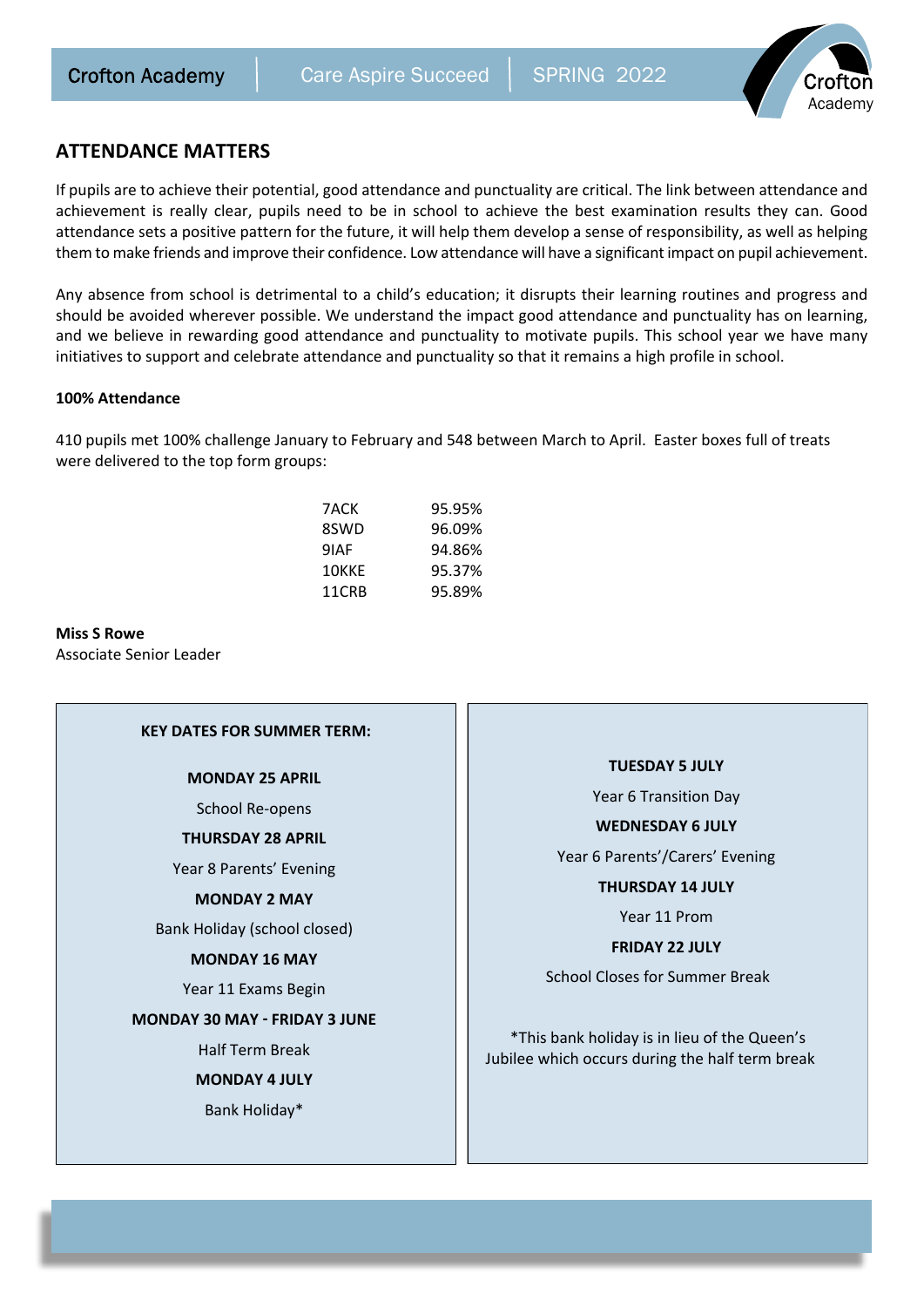## ATTENDANCE MATTERS

If pupils are to achieve their potential, good attendance and punctuality are critical. The link between attendance and achievement is really clear, pupils need to be in school to achieve the best examination results they can. Good attendance sets a positive pattern for the future, it will help them develop a sense of responsibility, as well as helping them to make friends and improve their confidence. Low attendance will have a significant impact on pupil achievement.

Any absence from school is detrimental to a child's education; it disrupts their learning routines and progress and should be avoided wherever possible. We understand the impact good attendance and punctuality has on learning, and we believe in rewarding good attendance and punctuality to motivate pupils. This school year we have many initiatives to support and celebrate attendance and punctuality so that it remains a high profile in school.

**100% Attendance**

410 pupils met 100% challenge January to February and 548 between March to April. Easter boxes full of treats were delivered to the top form groups:

| | |
|---|---|
| 7ACK | 95.95% |
| 8SWD | 96.09% |
| 9IAF | 94.86% |
| 10KKE | 95.37% |
| 11CRB | 95.89% |

**Miss S Rowe**
Associate Senior Leader

**KEY DATES FOR SUMMER TERM:**

**MONDAY 25 APRIL**
School Re-opens

**THURSDAY 28 APRIL**
Year 8 Parents' Evening

**MONDAY 2 MAY**
Bank Holiday (school closed)

**MONDAY 16 MAY**
Year 11 Exams Begin

**MONDAY 30 MAY - FRIDAY 3 JUNE**
Half Term Break

**MONDAY 4 JULY**
Bank Holiday*

**TUESDAY 5 JULY**
Year 6 Transition Day

**WEDNESDAY 6 JULY**
Year 6 Parents'/Carers' Evening

**THURSDAY 14 JULY**
Year 11 Prom

**FRIDAY 22 JULY**
School Closes for Summer Break

*This bank holiday is in lieu of the Queen's Jubilee which occurs during the half term break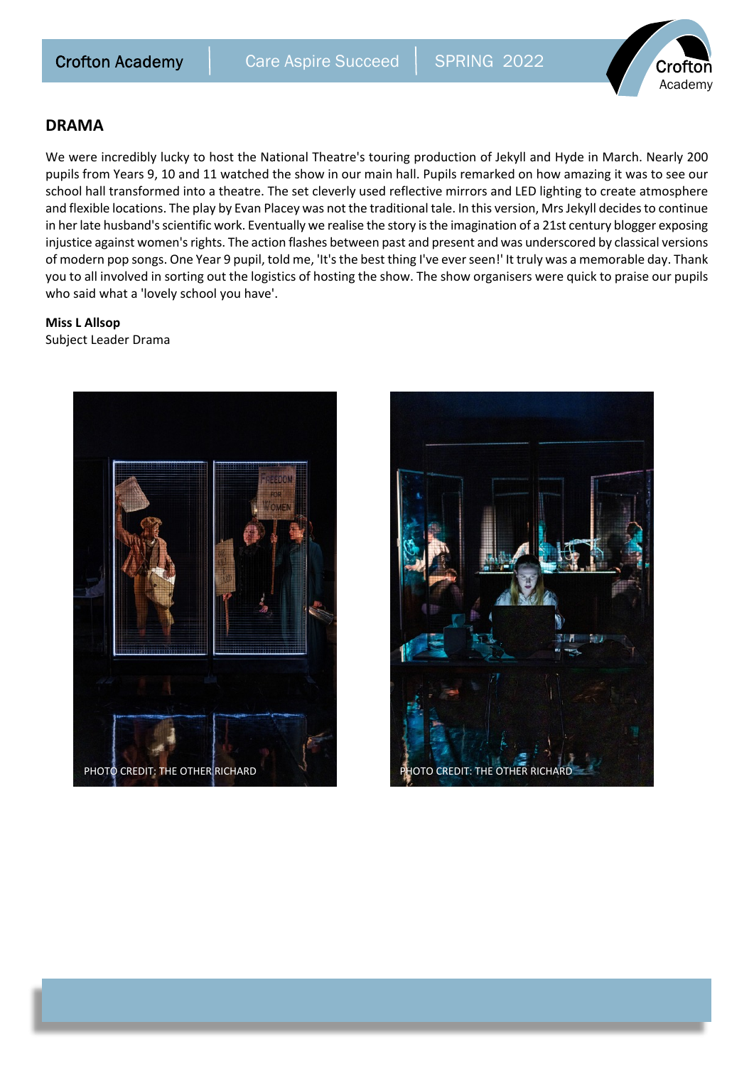## DRAMA

We were incredibly lucky to host the National Theatre's touring production of Jekyll and Hyde in March. Nearly 200 pupils from Years 9, 10 and 11 watched the show in our main hall. Pupils remarked on how amazing it was to see our school hall transformed into a theatre. The set cleverly used reflective mirrors and LED lighting to create atmosphere and flexible locations. The play by Evan Placey was not the traditional tale. In this version, Mrs Jekyll decides to continue in her late husband's scientific work. Eventually we realise the story is the imagination of a 21st century blogger exposing injustice against women's rights. The action flashes between past and present and was underscored by classical versions of modern pop songs. One Year 9 pupil, told me, 'It's the best thing I've ever seen!' It truly was a memorable day. Thank you to all involved in sorting out the logistics of hosting the show. The show organisers were quick to praise our pupils who said what a 'lovely school you have'.

**Miss L Allsop**
Subject Leader Drama

PHOTO CREDIT: THE OTHER RICHARD

PHOTO CREDIT: THE OTHER RICHARD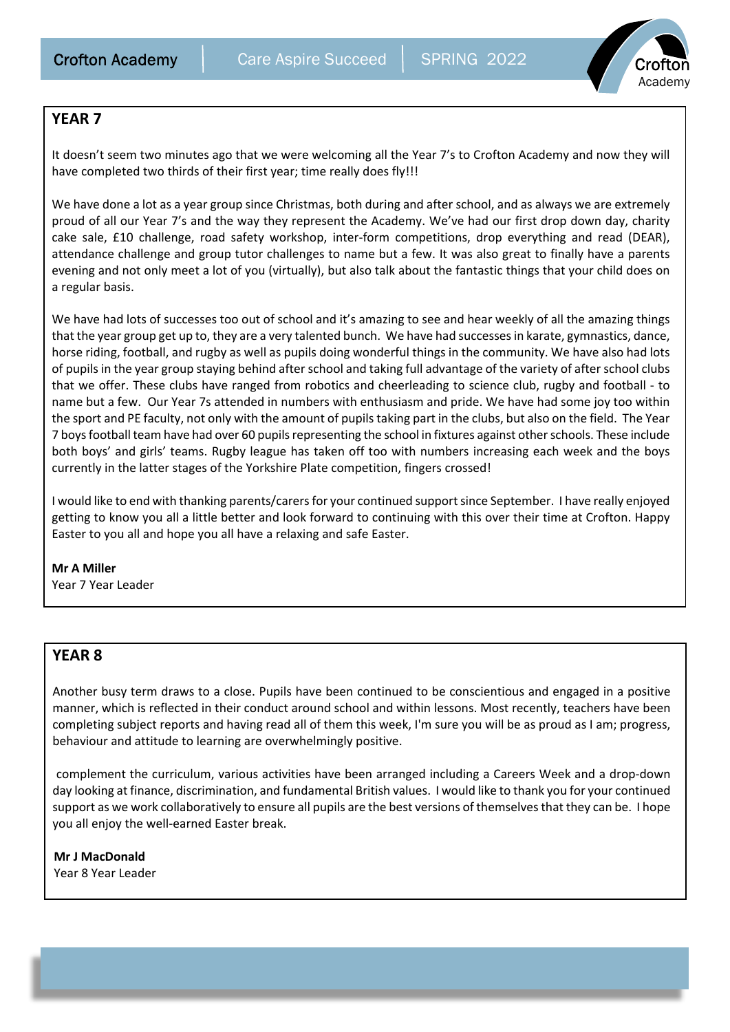## YEAR 7

It doesn't seem two minutes ago that we were welcoming all the Year 7's to Crofton Academy and now they will have completed two thirds of their first year; time really does fly!!!

We have done a lot as a year group since Christmas, both during and after school, and as always we are extremely proud of all our Year 7's and the way they represent the Academy. We've had our first drop down day, charity cake sale, £10 challenge, road safety workshop, inter-form competitions, drop everything and read (DEAR), attendance challenge and group tutor challenges to name but a few. It was also great to finally have a parents evening and not only meet a lot of you (virtually), but also talk about the fantastic things that your child does on a regular basis.

We have had lots of successes too out of school and it's amazing to see and hear weekly of all the amazing things that the year group get up to, they are a very talented bunch. We have had successes in karate, gymnastics, dance, horse riding, football, and rugby as well as pupils doing wonderful things in the community. We have also had lots of pupils in the year group staying behind after school and taking full advantage of the variety of after school clubs that we offer. These clubs have ranged from robotics and cheerleading to science club, rugby and football - to name but a few. Our Year 7s attended in numbers with enthusiasm and pride. We have had some joy too within the sport and PE faculty, not only with the amount of pupils taking part in the clubs, but also on the field. The Year 7 boys football team have had over 60 pupils representing the school in fixtures against other schools. These include both boys' and girls' teams. Rugby league has taken off too with numbers increasing each week and the boys currently in the latter stages of the Yorkshire Plate competition, fingers crossed!

I would like to end with thanking parents/carers for your continued support since September. I have really enjoyed getting to know you all a little better and look forward to continuing with this over their time at Crofton. Happy Easter to you all and hope you all have a relaxing and safe Easter.

**Mr A Miller**
Year 7 Year Leader

## YEAR 8

Another busy term draws to a close. Pupils have been continued to be conscientious and engaged in a positive manner, which is reflected in their conduct around school and within lessons. Most recently, teachers have been completing subject reports and having read all of them this week, I'm sure you will be as proud as I am; progress, behaviour and attitude to learning are overwhelmingly positive.

complement the curriculum, various activities have been arranged including a Careers Week and a drop-down day looking at finance, discrimination, and fundamental British values. I would like to thank you for your continued support as we work collaboratively to ensure all pupils are the best versions of themselves that they can be. I hope you all enjoy the well-earned Easter break.

**Mr J MacDonald**
Year 8 Year Leader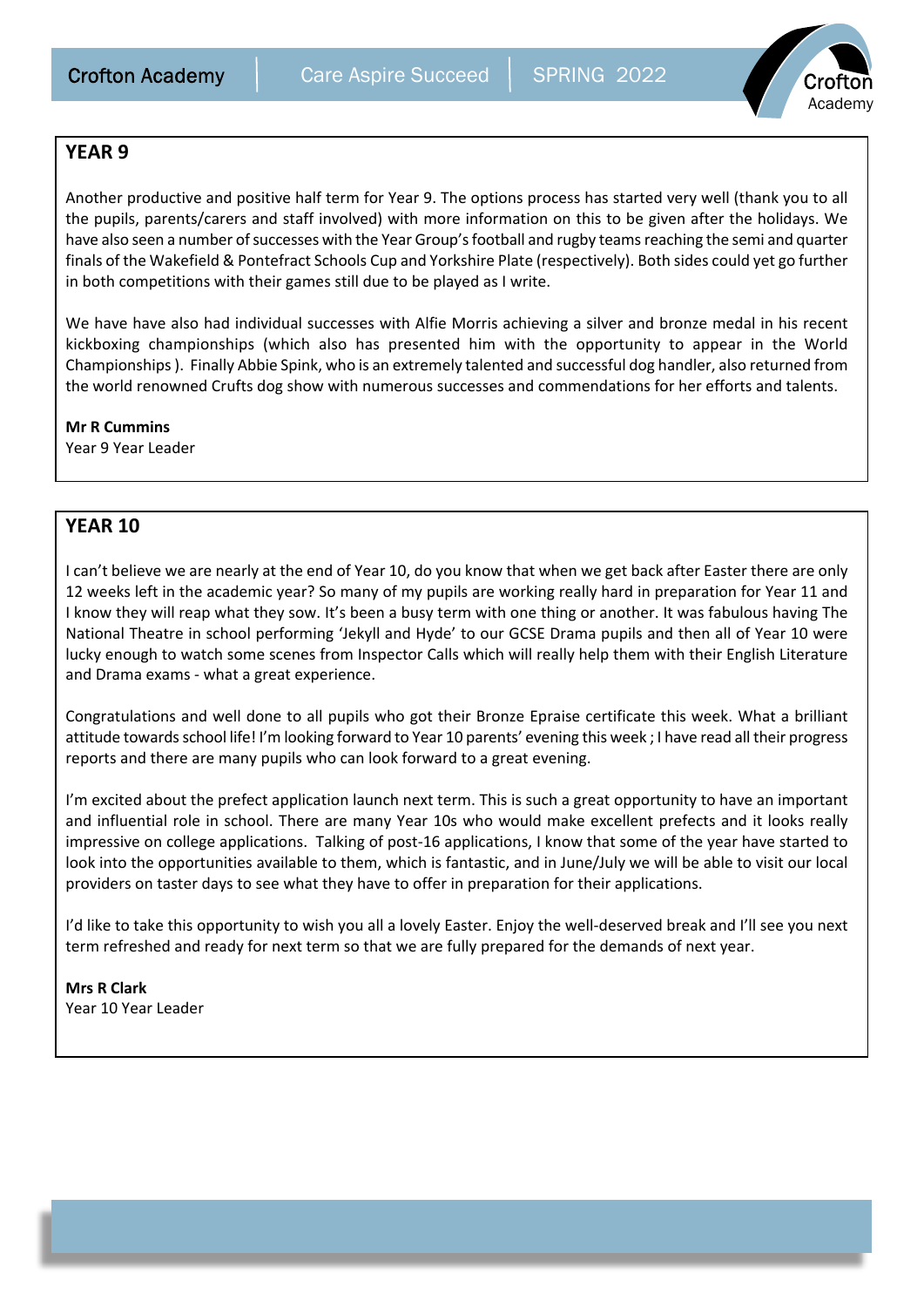## YEAR 9

Another productive and positive half term for Year 9. The options process has started very well (thank you to all the pupils, parents/carers and staff involved) with more information on this to be given after the holidays. We have also seen a number of successes with the Year Group's football and rugby teams reaching the semi and quarter finals of the Wakefield & Pontefract Schools Cup and Yorkshire Plate (respectively). Both sides could yet go further in both competitions with their games still due to be played as I write.

We have have also had individual successes with Alfie Morris achieving a silver and bronze medal in his recent kickboxing championships (which also has presented him with the opportunity to appear in the World Championships ). Finally Abbie Spink, who is an extremely talented and successful dog handler, also returned from the world renowned Crufts dog show with numerous successes and commendations for her efforts and talents.

**Mr R Cummins**
Year 9 Year Leader

## YEAR 10

I can't believe we are nearly at the end of Year 10, do you know that when we get back after Easter there are only 12 weeks left in the academic year? So many of my pupils are working really hard in preparation for Year 11 and I know they will reap what they sow. It's been a busy term with one thing or another. It was fabulous having The National Theatre in school performing 'Jekyll and Hyde' to our GCSE Drama pupils and then all of Year 10 were lucky enough to watch some scenes from Inspector Calls which will really help them with their English Literature and Drama exams - what a great experience.

Congratulations and well done to all pupils who got their Bronze Epraise certificate this week. What a brilliant attitude towards school life! I'm looking forward to Year 10 parents' evening this week ; I have read all their progress reports and there are many pupils who can look forward to a great evening.

I'm excited about the prefect application launch next term. This is such a great opportunity to have an important and influential role in school. There are many Year 10s who would make excellent prefects and it looks really impressive on college applications. Talking of post-16 applications, I know that some of the year have started to look into the opportunities available to them, which is fantastic, and in June/July we will be able to visit our local providers on taster days to see what they have to offer in preparation for their applications.

I'd like to take this opportunity to wish you all a lovely Easter. Enjoy the well-deserved break and I'll see you next term refreshed and ready for next term so that we are fully prepared for the demands of next year.

**Mrs R Clark**
Year 10 Year Leader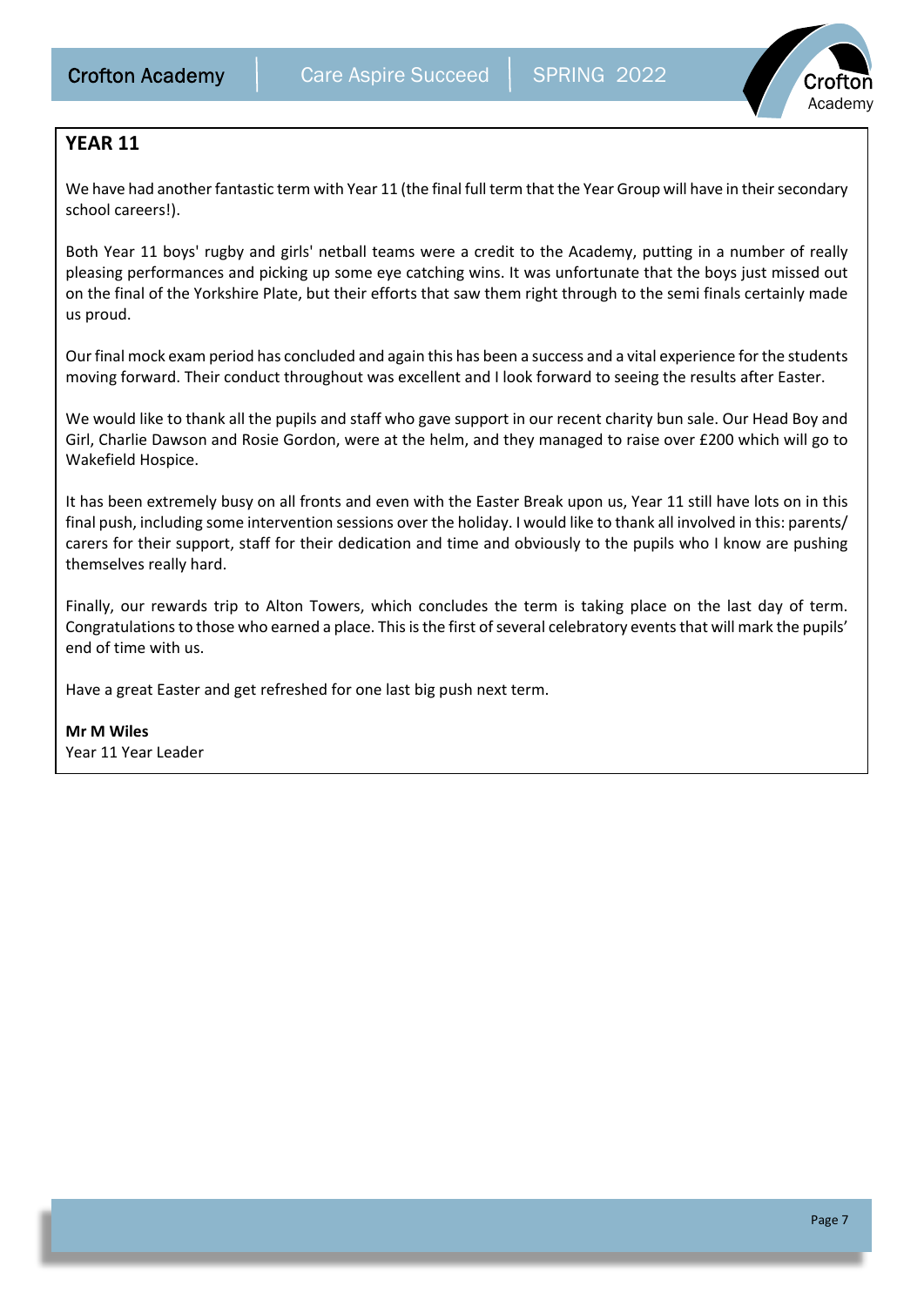## YEAR 11

We have had another fantastic term with Year 11 (the final full term that the Year Group will have in their secondary school careers!).

Both Year 11 boys' rugby and girls' netball teams were a credit to the Academy, putting in a number of really pleasing performances and picking up some eye catching wins. It was unfortunate that the boys just missed out on the final of the Yorkshire Plate, but their efforts that saw them right through to the semi finals certainly made us proud.

Our final mock exam period has concluded and again this has been a success and a vital experience for the students moving forward. Their conduct throughout was excellent and I look forward to seeing the results after Easter.

We would like to thank all the pupils and staff who gave support in our recent charity bun sale. Our Head Boy and Girl, Charlie Dawson and Rosie Gordon, were at the helm, and they managed to raise over £200 which will go to Wakefield Hospice.

It has been extremely busy on all fronts and even with the Easter Break upon us, Year 11 still have lots on in this final push, including some intervention sessions over the holiday. I would like to thank all involved in this: parents/ carers for their support, staff for their dedication and time and obviously to the pupils who I know are pushing themselves really hard.

Finally, our rewards trip to Alton Towers, which concludes the term is taking place on the last day of term. Congratulations to those who earned a place. This is the first of several celebratory events that will mark the pupils' end of time with us.

Have a great Easter and get refreshed for one last big push next term.

**Mr M Wiles**
Year 11 Year Leader